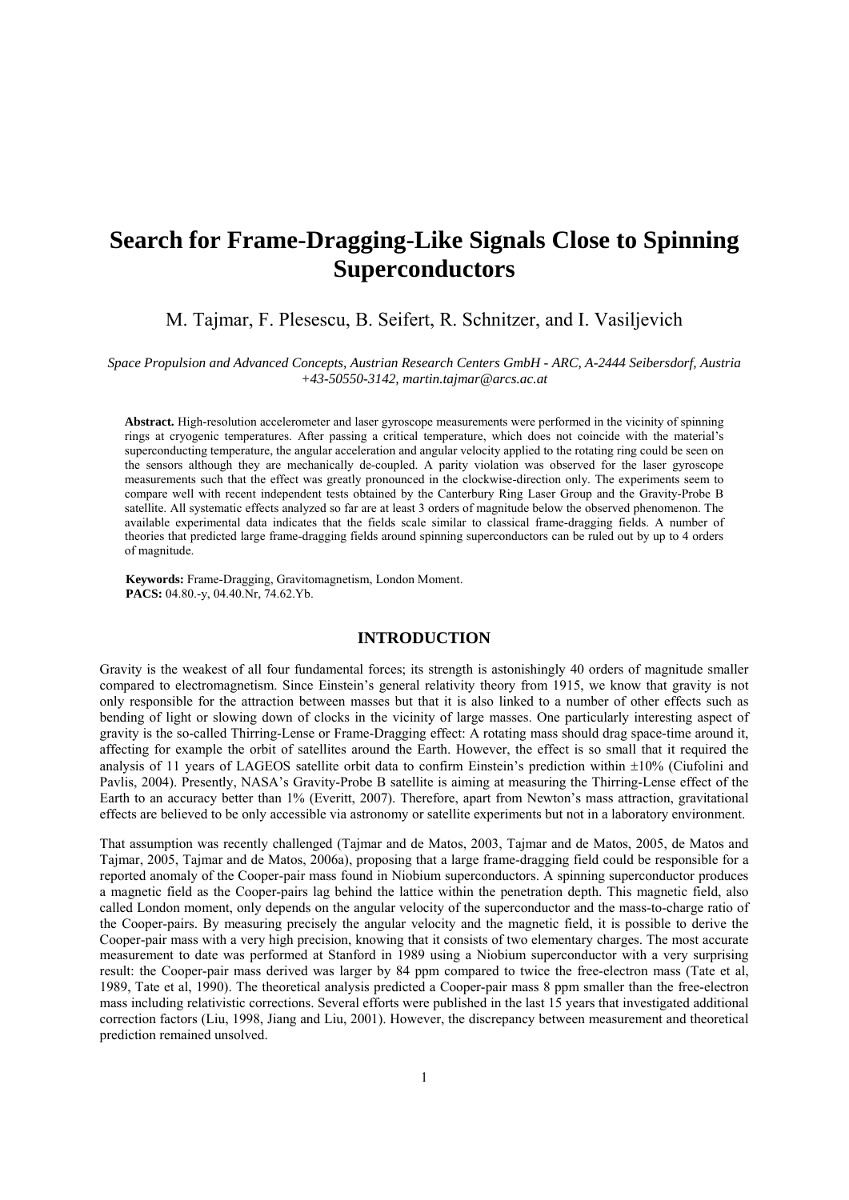# Search for Frame-Dragging-Like Signals Close to Spinning Superconductors

M. Tajmar, F. Plesescu, B. Seifert, R. Schnitzer, and I. Vasiljevich

*Space Propulsion and Advanced Concepts, Austrian Research Centers GmbH - ARC, A-2444 Seibersdorf, Austria +43-50550-3142, martin.tajmar@arcs.ac.at*

**Abstract.** High-resolution accelerometer and laser gyroscope measurements were performed in the vicinity of spinning rings at cryogenic temperatures. After passing a critical temperature, which does not coincide with the material's superconducting temperature, the angular acceleration and angular velocity applied to the rotating ring could be seen on the sensors although they are mechanically de-coupled. A parity violation was observed for the laser gyroscope measurements such that the effect was greatly pronounced in the clockwise-direction only. The experiments seem to compare well with recent independent tests obtained by the Canterbury Ring Laser Group and the Gravity-Probe B satellite. All systematic effects analyzed so far are at least 3 orders of magnitude below the observed phenomenon. The available experimental data indicates that the fields scale similar to classical frame-dragging fields. A number of theories that predicted large frame-dragging fields around spinning superconductors can be ruled out by up to 4 orders of magnitude.

**Keywords:** Frame-Dragging, Gravitomagnetism, London Moment.
**PACS:** 04.80.-y, 04.40.Nr, 74.62.Yb.

## INTRODUCTION

Gravity is the weakest of all four fundamental forces; its strength is astonishingly 40 orders of magnitude smaller compared to electromagnetism. Since Einstein's general relativity theory from 1915, we know that gravity is not only responsible for the attraction between masses but that it is also linked to a number of other effects such as bending of light or slowing down of clocks in the vicinity of large masses. One particularly interesting aspect of gravity is the so-called Thirring-Lense or Frame-Dragging effect: A rotating mass should drag space-time around it, affecting for example the orbit of satellites around the Earth. However, the effect is so small that it required the analysis of 11 years of LAGEOS satellite orbit data to confirm Einstein's prediction within ±10% (Ciufolini and Pavlis, 2004). Presently, NASA's Gravity-Probe B satellite is aiming at measuring the Thirring-Lense effect of the Earth to an accuracy better than 1% (Everitt, 2007). Therefore, apart from Newton's mass attraction, gravitational effects are believed to be only accessible via astronomy or satellite experiments but not in a laboratory environment.

That assumption was recently challenged (Tajmar and de Matos, 2003, Tajmar and de Matos, 2005, de Matos and Tajmar, 2005, Tajmar and de Matos, 2006a), proposing that a large frame-dragging field could be responsible for a reported anomaly of the Cooper-pair mass found in Niobium superconductors. A spinning superconductor produces a magnetic field as the Cooper-pairs lag behind the lattice within the penetration depth. This magnetic field, also called London moment, only depends on the angular velocity of the superconductor and the mass-to-charge ratio of the Cooper-pairs. By measuring precisely the angular velocity and the magnetic field, it is possible to derive the Cooper-pair mass with a very high precision, knowing that it consists of two elementary charges. The most accurate measurement to date was performed at Stanford in 1989 using a Niobium superconductor with a very surprising result: the Cooper-pair mass derived was larger by 84 ppm compared to twice the free-electron mass (Tate et al, 1989, Tate et al, 1990). The theoretical analysis predicted a Cooper-pair mass 8 ppm smaller than the free-electron mass including relativistic corrections. Several efforts were published in the last 15 years that investigated additional correction factors (Liu, 1998, Jiang and Liu, 2001). However, the discrepancy between measurement and theoretical prediction remained unsolved.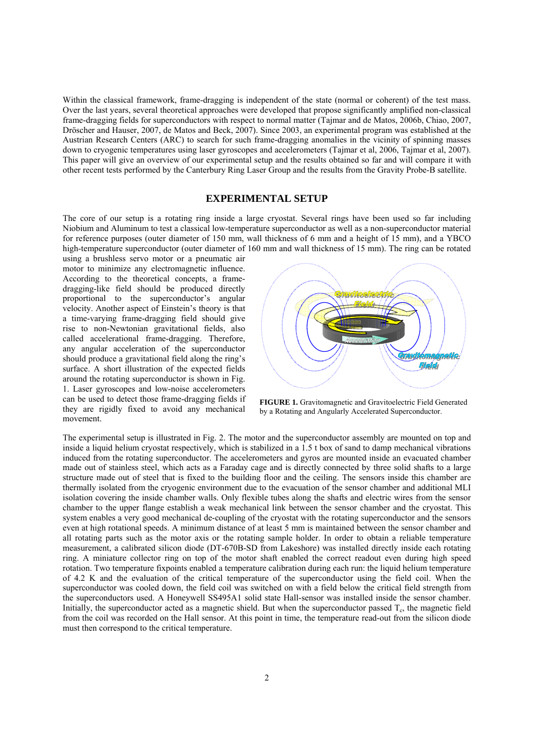Within the classical framework, frame-dragging is independent of the state (normal or coherent) of the test mass. Over the last years, several theoretical approaches were developed that propose significantly amplified non-classical frame-dragging fields for superconductors with respect to normal matter (Tajmar and de Matos, 2006b, Chiao, 2007, Dröscher and Hauser, 2007, de Matos and Beck, 2007). Since 2003, an experimental program was established at the Austrian Research Centers (ARC) to search for such frame-dragging anomalies in the vicinity of spinning masses down to cryogenic temperatures using laser gyroscopes and accelerometers (Tajmar et al, 2006, Tajmar et al, 2007). This paper will give an overview of our experimental setup and the results obtained so far and will compare it with other recent tests performed by the Canterbury Ring Laser Group and the results from the Gravity Probe-B satellite.

## EXPERIMENTAL SETUP

The core of our setup is a rotating ring inside a large cryostat. Several rings have been used so far including Niobium and Aluminum to test a classical low-temperature superconductor as well as a non-superconductor material for reference purposes (outer diameter of 150 mm, wall thickness of 6 mm and a height of 15 mm), and a YBCO high-temperature superconductor (outer diameter of 160 mm and wall thickness of 15 mm). The ring can be rotated using a brushless servo motor or a pneumatic air motor to minimize any electromagnetic influence. According to the theoretical concepts, a frame-dragging-like field should be produced directly proportional to the superconductor's angular velocity. Another aspect of Einstein's theory is that a time-varying frame-dragging field should give rise to non-Newtonian gravitational fields, also called accelerational frame-dragging. Therefore, any angular acceleration of the superconductor should produce a gravitational field along the ring's surface. A short illustration of the expected fields around the rotating superconductor is shown in Fig. 1. Laser gyroscopes and low-noise accelerometers can be used to detect those frame-dragging fields if they are rigidly fixed to avoid any mechanical movement.

**FIGURE 1.** Gravitomagnetic and Gravitoelectric Field Generated by a Rotating and Angularly Accelerated Superconductor.

The experimental setup is illustrated in Fig. 2. The motor and the superconductor assembly are mounted on top and inside a liquid helium cryostat respectively, which is stabilized in a 1.5 t box of sand to damp mechanical vibrations induced from the rotating superconductor. The accelerometers and gyros are mounted inside an evacuated chamber made out of stainless steel, which acts as a Faraday cage and is directly connected by three solid shafts to a large structure made out of steel that is fixed to the building floor and the ceiling. The sensors inside this chamber are thermally isolated from the cryogenic environment due to the evacuation of the sensor chamber and additional MLI isolation covering the inside chamber walls. Only flexible tubes along the shafts and electric wires from the sensor chamber to the upper flange establish a weak mechanical link between the sensor chamber and the cryostat. This system enables a very good mechanical de-coupling of the cryostat with the rotating superconductor and the sensors even at high rotational speeds. A minimum distance of at least 5 mm is maintained between the sensor chamber and all rotating parts such as the motor axis or the rotating sample holder. In order to obtain a reliable temperature measurement, a calibrated silicon diode (DT-670B-SD from Lakeshore) was installed directly inside each rotating ring. A miniature collector ring on top of the motor shaft enabled the correct readout even during high speed rotation. Two temperature fixpoints enabled a temperature calibration during each run: the liquid helium temperature of 4.2 K and the evaluation of the critical temperature of the superconductor using the field coil. When the superconductor was cooled down, the field coil was switched on with a field below the critical field strength from the superconductors used. A Honeywell SS495A1 solid state Hall-sensor was installed inside the sensor chamber. Initially, the superconductor acted as a magnetic shield. But when the superconductor passed $T_c$, the magnetic field from the coil was recorded on the Hall sensor. At this point in time, the temperature read-out from the silicon diode must then correspond to the critical temperature.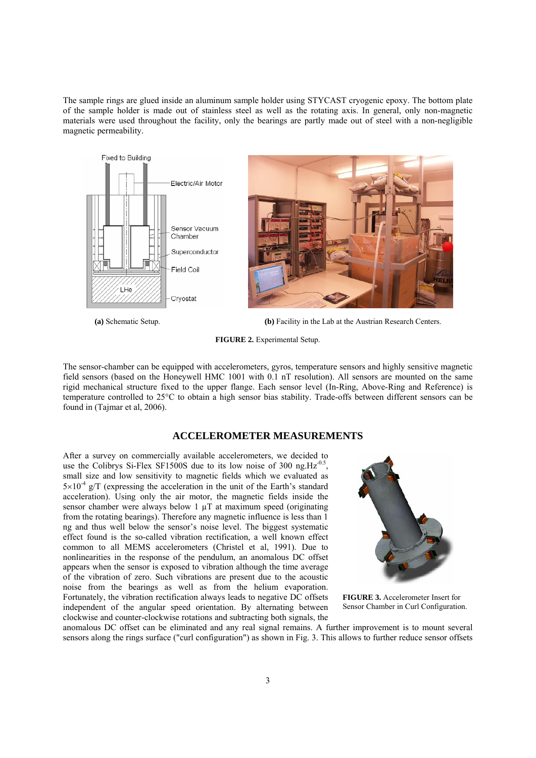The sample rings are glued inside an aluminum sample holder using STYCAST cryogenic epoxy. The bottom plate of the sample holder is made out of stainless steel as well as the rotating axis. In general, only non-magnetic materials were used throughout the facility, only the bearings are partly made out of steel with a non-negligible magnetic permeability.

**(a)** Schematic Setup.

**(b)** Facility in the Lab at the Austrian Research Centers.

**FIGURE 2.** Experimental Setup.

The sensor-chamber can be equipped with accelerometers, gyros, temperature sensors and highly sensitive magnetic field sensors (based on the Honeywell HMC 1001 with 0.1 nT resolution). All sensors are mounted on the same rigid mechanical structure fixed to the upper flange. Each sensor level (In-Ring, Above-Ring and Reference) is temperature controlled to 25°C to obtain a high sensor bias stability. Trade-offs between different sensors can be found in (Tajmar et al, 2006).

## ACCELEROMETER MEASUREMENTS

After a survey on commercially available accelerometers, we decided to use the Colibrys Si-Flex SF1500S due to its low noise of 300 ng.Hz$^{-0.5}$, small size and low sensitivity to magnetic fields which we evaluated as $5\times10^{-4}$ g/T (expressing the acceleration in the unit of the Earth's standard acceleration). Using only the air motor, the magnetic fields inside the sensor chamber were always below 1 µT at maximum speed (originating from the rotating bearings). Therefore any magnetic influence is less than 1 ng and thus well below the sensor's noise level. The biggest systematic effect found is the so-called vibration rectification, a well known effect common to all MEMS accelerometers (Christel et al, 1991). Due to nonlinearities in the response of the pendulum, an anomalous DC offset appears when the sensor is exposed to vibration although the time average of the vibration of zero. Such vibrations are present due to the acoustic noise from the bearings as well as from the helium evaporation. Fortunately, the vibration rectification always leads to negative DC offsets independent of the angular speed orientation. By alternating between clockwise and counter-clockwise rotations and subtracting both signals, the anomalous DC offset can be eliminated and any real signal remains. A further improvement is to mount several sensors along the rings surface ("curl configuration") as shown in Fig. 3. This allows to further reduce sensor offsets

**FIGURE 3.** Accelerometer Insert for Sensor Chamber in Curl Configuration.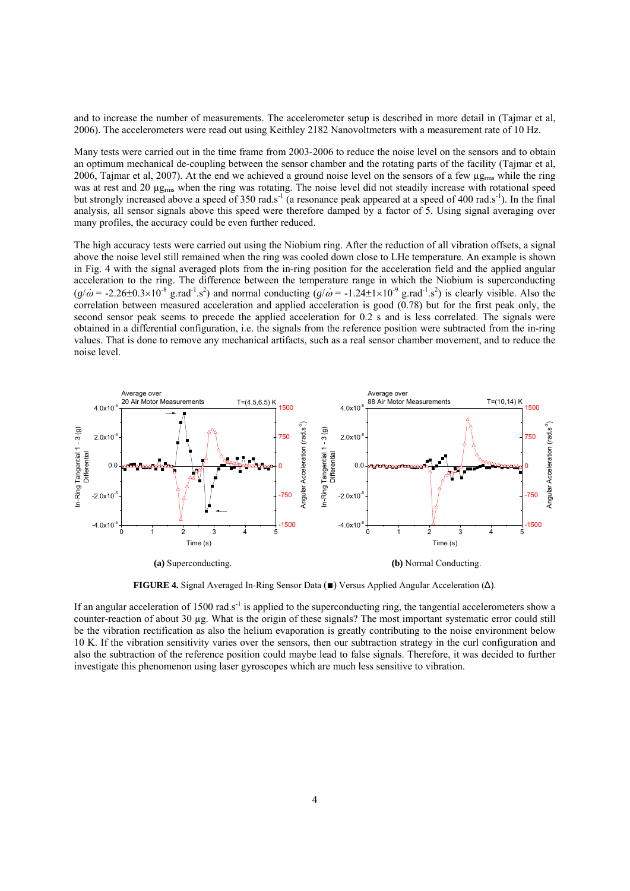and to increase the number of measurements. The accelerometer setup is described in more detail in (Tajmar et al, 2006). The accelerometers were read out using Keithley 2182 Nanovoltmeters with a measurement rate of 10 Hz.

Many tests were carried out in the time frame from 2003-2006 to reduce the noise level on the sensors and to obtain an optimum mechanical de-coupling between the sensor chamber and the rotating parts of the facility (Tajmar et al, 2006, Tajmar et al, 2007). At the end we achieved a ground noise level on the sensors of a few $\mu g_{rms}$ while the ring was at rest and 20 $\mu g_{rms}$ when the ring was rotating. The noise level did not steadily increase with rotational speed but strongly increased above a speed of 350 rad.s$^{-1}$ (a resonance peak appeared at a speed of 400 rad.s$^{-1}$). In the final analysis, all sensor signals above this speed were therefore damped by a factor of 5. Using signal averaging over many profiles, the accuracy could be even further reduced.

The high accuracy tests were carried out using the Niobium ring. After the reduction of all vibration offsets, a signal above the noise level still remained when the ring was cooled down close to LHe temperature. An example is shown in Fig. 4 with the signal averaged plots from the in-ring position for the acceleration field and the applied angular acceleration to the ring. The difference between the temperature range in which the Niobium is superconducting ($g/\dot{\omega} = -2.26\pm0.3\times10^{-8}$ g.rad$^{-1}$.s$^{2}$) and normal conducting ($g/\dot{\omega} = -1.24\pm1\times10^{-9}$ g.rad$^{-1}$.s$^{2}$) is clearly visible. Also the correlation between measured acceleration and applied acceleration is good (0.78) but for the first peak only, the second sensor peak seems to precede the applied acceleration for 0.2 s and is less correlated. The signals were obtained in a differential configuration, i.e. the signals from the reference position were subtracted from the in-ring values. That is done to remove any mechanical artifacts, such as a real sensor chamber movement, and to reduce the noise level.

**(a)** Superconducting. **(b)** Normal Conducting.

**FIGURE 4.** Signal Averaged In-Ring Sensor Data (■) Versus Applied Angular Acceleration (Δ).

If an angular acceleration of 1500 rad.s$^{-1}$ is applied to the superconducting ring, the tangential accelerometers show a counter-reaction of about 30 µg. What is the origin of these signals? The most important systematic error could still be the vibration rectification as also the helium evaporation is greatly contributing to the noise environment below 10 K. If the vibration sensitivity varies over the sensors, then our subtraction strategy in the curl configuration and also the subtraction of the reference position could maybe lead to false signals. Therefore, it was decided to further investigate this phenomenon using laser gyroscopes which are much less sensitive to vibration.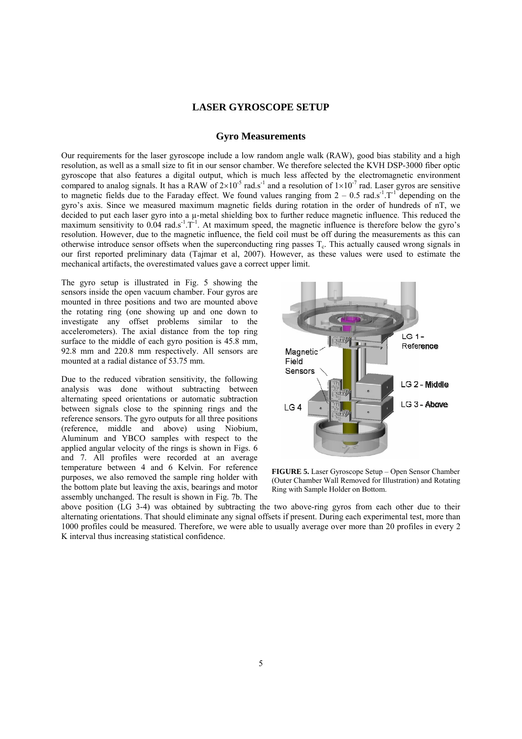## LASER GYROSCOPE SETUP

### Gyro Measurements

Our requirements for the laser gyroscope include a low random angle walk (RAW), good bias stability and a high resolution, as well as a small size to fit in our sensor chamber. We therefore selected the KVH DSP-3000 fiber optic gyroscope that also features a digital output, which is much less affected by the electromagnetic environment compared to analog signals. It has a RAW of $2\times10^{-5}$ rad.s$^{-1}$ and a resolution of $1\times10^{-7}$ rad. Laser gyros are sensitive to magnetic fields due to the Faraday effect. We found values ranging from 2 – 0.5 rad.s$^{-1}$.T$^{-1}$ depending on the gyro's axis. Since we measured maximum magnetic fields during rotation in the order of hundreds of nT, we decided to put each laser gyro into a μ-metal shielding box to further reduce magnetic influence. This reduced the maximum sensitivity to 0.04 rad.s$^{-1}$.T$^{-1}$. At maximum speed, the magnetic influence is therefore below the gyro's resolution. However, due to the magnetic influence, the field coil must be off during the measurements as this can otherwise introduce sensor offsets when the superconducting ring passes $T_c$. This actually caused wrong signals in our first reported preliminary data (Tajmar et al, 2007). However, as these values were used to estimate the mechanical artifacts, the overestimated values gave a correct upper limit.

The gyro setup is illustrated in Fig. 5 showing the sensors inside the open vacuum chamber. Four gyros are mounted in three positions and two are mounted above the rotating ring (one showing up and one down to investigate any offset problems similar to the accelerometers). The axial distance from the top ring surface to the middle of each gyro position is 45.8 mm, 92.8 mm and 220.8 mm respectively. All sensors are mounted at a radial distance of 53.75 mm.

Due to the reduced vibration sensitivity, the following analysis was done without subtracting between alternating speed orientations or automatic subtraction between signals close to the spinning rings and the reference sensors. The gyro outputs for all three positions (reference, middle and above) using Niobium, Aluminum and YBCO samples with respect to the applied angular velocity of the rings is shown in Figs. 6 and 7. All profiles were recorded at an average temperature between 4 and 6 Kelvin. For reference purposes, we also removed the sample ring holder with the bottom plate but leaving the axis, bearings and motor assembly unchanged. The result is shown in Fig. 7b. The above position (LG 3-4) was obtained by subtracting the two above-ring gyros from each other due to their alternating orientations. That should eliminate any signal offsets if present. During each experimental test, more than 1000 profiles could be measured. Therefore, we were able to usually average over more than 20 profiles in every 2 K interval thus increasing statistical confidence.

**FIGURE 5.** Laser Gyroscope Setup – Open Sensor Chamber (Outer Chamber Wall Removed for Illustration) and Rotating Ring with Sample Holder on Bottom.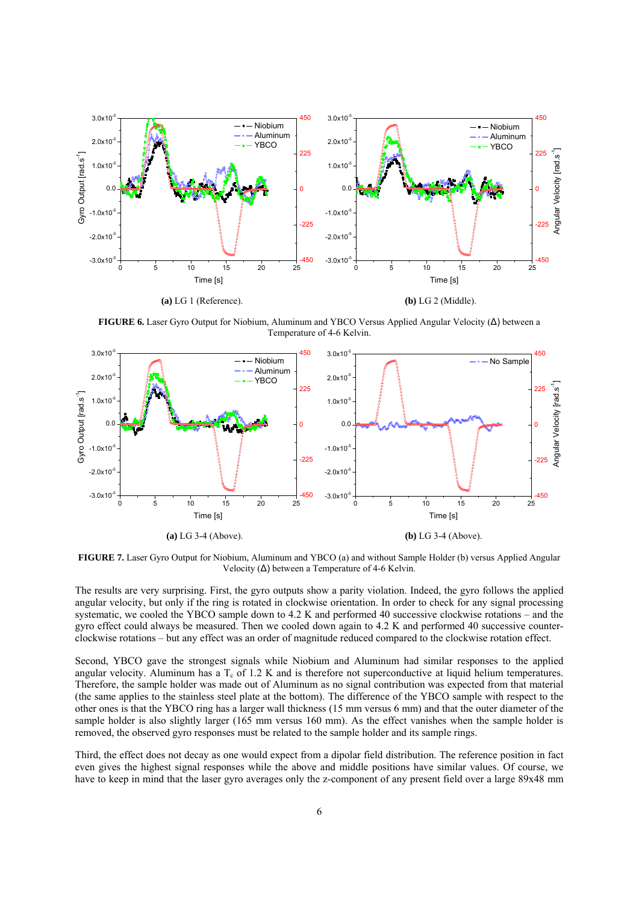**(a)** LG 1 (Reference). **(b)** LG 2 (Middle).

**FIGURE 6.** Laser Gyro Output for Niobium, Aluminum and YBCO Versus Applied Angular Velocity (Δ) between a Temperature of 4-6 Kelvin.

**(a)** LG 3-4 (Above). **(b)** LG 3-4 (Above).

**FIGURE 7.** Laser Gyro Output for Niobium, Aluminum and YBCO (a) and without Sample Holder (b) versus Applied Angular Velocity (Δ) between a Temperature of 4-6 Kelvin.

The results are very surprising. First, the gyro outputs show a parity violation. Indeed, the gyro follows the applied angular velocity, but only if the ring is rotated in clockwise orientation. In order to check for any signal processing systematic, we cooled the YBCO sample down to 4.2 K and performed 40 successive clockwise rotations – and the gyro effect could always be measured. Then we cooled down again to 4.2 K and performed 40 successive counter-clockwise rotations – but any effect was an order of magnitude reduced compared to the clockwise rotation effect.

Second, YBCO gave the strongest signals while Niobium and Aluminum had similar responses to the applied angular velocity. Aluminum has a $T_c$ of 1.2 K and is therefore not superconductive at liquid helium temperatures. Therefore, the sample holder was made out of Aluminum as no signal contribution was expected from that material (the same applies to the stainless steel plate at the bottom). The difference of the YBCO sample with respect to the other ones is that the YBCO ring has a larger wall thickness (15 mm versus 6 mm) and that the outer diameter of the sample holder is also slightly larger (165 mm versus 160 mm). As the effect vanishes when the sample holder is removed, the observed gyro responses must be related to the sample holder and its sample rings.

Third, the effect does not decay as one would expect from a dipolar field distribution. The reference position in fact even gives the highest signal responses while the above and middle positions have similar values. Of course, we have to keep in mind that the laser gyro averages only the z-component of any present field over a large 89x48 mm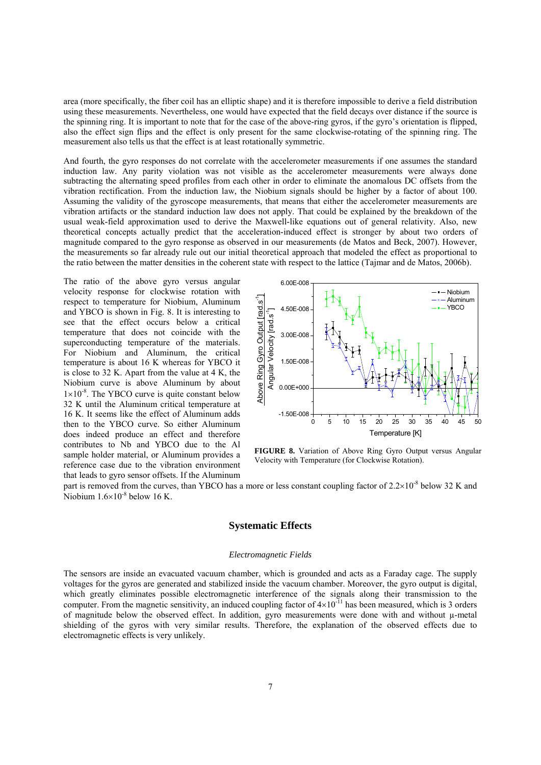area (more specifically, the fiber coil has an elliptic shape) and it is therefore impossible to derive a field distribution using these measurements. Nevertheless, one would have expected that the field decays over distance if the source is the spinning ring. It is important to note that for the case of the above-ring gyros, if the gyro's orientation is flipped, also the effect sign flips and the effect is only present for the same clockwise-rotating of the spinning ring. The measurement also tells us that the effect is at least rotationally symmetric.

And fourth, the gyro responses do not correlate with the accelerometer measurements if one assumes the standard induction law. Any parity violation was not visible as the accelerometer measurements were always done subtracting the alternating speed profiles from each other in order to eliminate the anomalous DC offsets from the vibration rectification. From the induction law, the Niobium signals should be higher by a factor of about 100. Assuming the validity of the gyroscope measurements, that means that either the accelerometer measurements are vibration artifacts or the standard induction law does not apply. That could be explained by the breakdown of the usual weak-field approximation used to derive the Maxwell-like equations out of general relativity. Also, new theoretical concepts actually predict that the acceleration-induced effect is stronger by about two orders of magnitude compared to the gyro response as observed in our measurements (de Matos and Beck, 2007). However, the measurements so far already rule out our initial theoretical approach that modeled the effect as proportional to the ratio between the matter densities in the coherent state with respect to the lattice (Tajmar and de Matos, 2006b).

The ratio of the above gyro versus angular velocity response for clockwise rotation with respect to temperature for Niobium, Aluminum and YBCO is shown in Fig. 8. It is interesting to see that the effect occurs below a critical temperature that does not coincide with the superconducting temperature of the materials. For Niobium and Aluminum, the critical temperature is about 16 K whereas for YBCO it is close to 32 K. Apart from the value at 4 K, the Niobium curve is above Aluminum by about $1\times10^{-8}$. The YBCO curve is quite constant below 32 K until the Aluminum critical temperature at 16 K. It seems like the effect of Aluminum adds then to the YBCO curve. So either Aluminum does indeed produce an effect and therefore contributes to Nb and YBCO due to the Al sample holder material, or Aluminum provides a reference case due to the vibration environment that leads to gyro sensor offsets. If the Aluminum part is removed from the curves, than YBCO has a more or less constant coupling factor of $2.2\times10^{-8}$ below 32 K and Niobium $1.6\times10^{-8}$ below 16 K.

**FIGURE 8.** Variation of Above Ring Gyro Output versus Angular Velocity with Temperature (for Clockwise Rotation).

## Systematic Effects

### *Electromagnetic Fields*

The sensors are inside an evacuated vacuum chamber, which is grounded and acts as a Faraday cage. The supply voltages for the gyros are generated and stabilized inside the vacuum chamber. Moreover, the gyro output is digital, which greatly eliminates possible electromagnetic interference of the signals along their transmission to the computer. From the magnetic sensitivity, an induced coupling factor of $4\times10^{-11}$ has been measured, which is 3 orders of magnitude below the observed effect. In addition, gyro measurements were done with and without µ-metal shielding of the gyros with very similar results. Therefore, the explanation of the observed effects due to electromagnetic effects is very unlikely.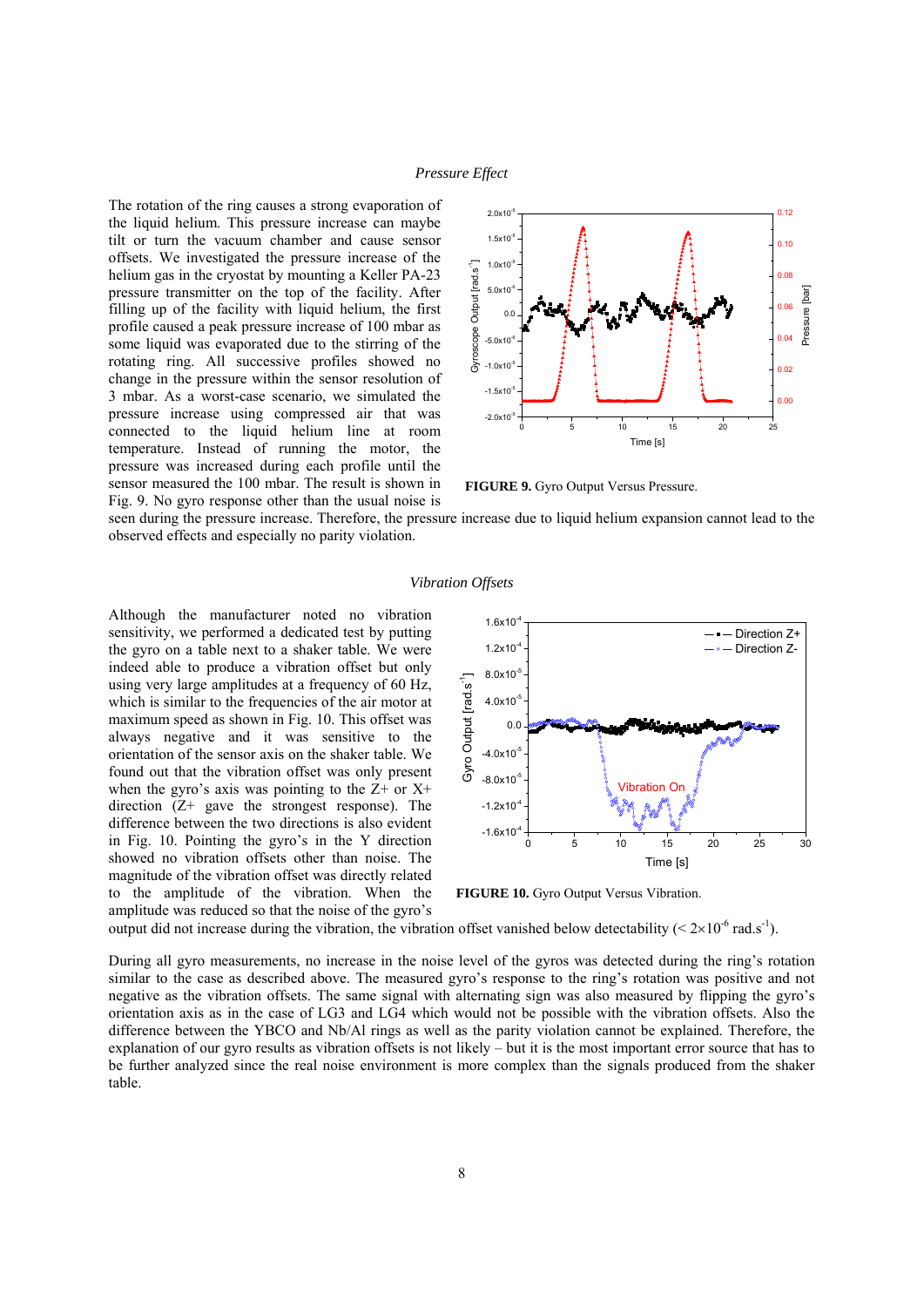### *Pressure Effect*

The rotation of the ring causes a strong evaporation of the liquid helium. This pressure increase can maybe tilt or turn the vacuum chamber and cause sensor offsets. We investigated the pressure increase of the helium gas in the cryostat by mounting a Keller PA-23 pressure transmitter on the top of the facility. After filling up of the facility with liquid helium, the first profile caused a peak pressure increase of 100 mbar as some liquid was evaporated due to the stirring of the rotating ring. All successive profiles showed no change in the pressure within the sensor resolution of 3 mbar. As a worst-case scenario, we simulated the pressure increase using compressed air that was connected to the liquid helium line at room temperature. Instead of running the motor, the pressure was increased during each profile until the sensor measured the 100 mbar. The result is shown in Fig. 9. No gyro response other than the usual noise is seen during the pressure increase. Therefore, the pressure increase due to liquid helium expansion cannot lead to the observed effects and especially no parity violation.

**FIGURE 9.** Gyro Output Versus Pressure.

### *Vibration Offsets*

Although the manufacturer noted no vibration sensitivity, we performed a dedicated test by putting the gyro on a table next to a shaker table. We were indeed able to produce a vibration offset but only using very large amplitudes at a frequency of 60 Hz, which is similar to the frequencies of the air motor at maximum speed as shown in Fig. 10. This offset was always negative and it was sensitive to the orientation of the sensor axis on the shaker table. We found out that the vibration offset was only present when the gyro's axis was pointing to the Z+ or X+ direction (Z+ gave the strongest response). The difference between the two directions is also evident in Fig. 10. Pointing the gyro's in the Y direction showed no vibration offsets other than noise. The magnitude of the vibration offset was directly related to the amplitude of the vibration. When the amplitude was reduced so that the noise of the gyro's output did not increase during the vibration, the vibration offset vanished below detectability ($< 2\times10^{-6}$ rad.s$^{-1}$).

**FIGURE 10.** Gyro Output Versus Vibration.

During all gyro measurements, no increase in the noise level of the gyros was detected during the ring's rotation similar to the case as described above. The measured gyro's response to the ring's rotation was positive and not negative as the vibration offsets. The same signal with alternating sign was also measured by flipping the gyro's orientation axis as in the case of LG3 and LG4 which would not be possible with the vibration offsets. Also the difference between the YBCO and Nb/Al rings as well as the parity violation cannot be explained. Therefore, the explanation of our gyro results as vibration offsets is not likely – but it is the most important error source that has to be further analyzed since the real noise environment is more complex than the signals produced from the shaker table.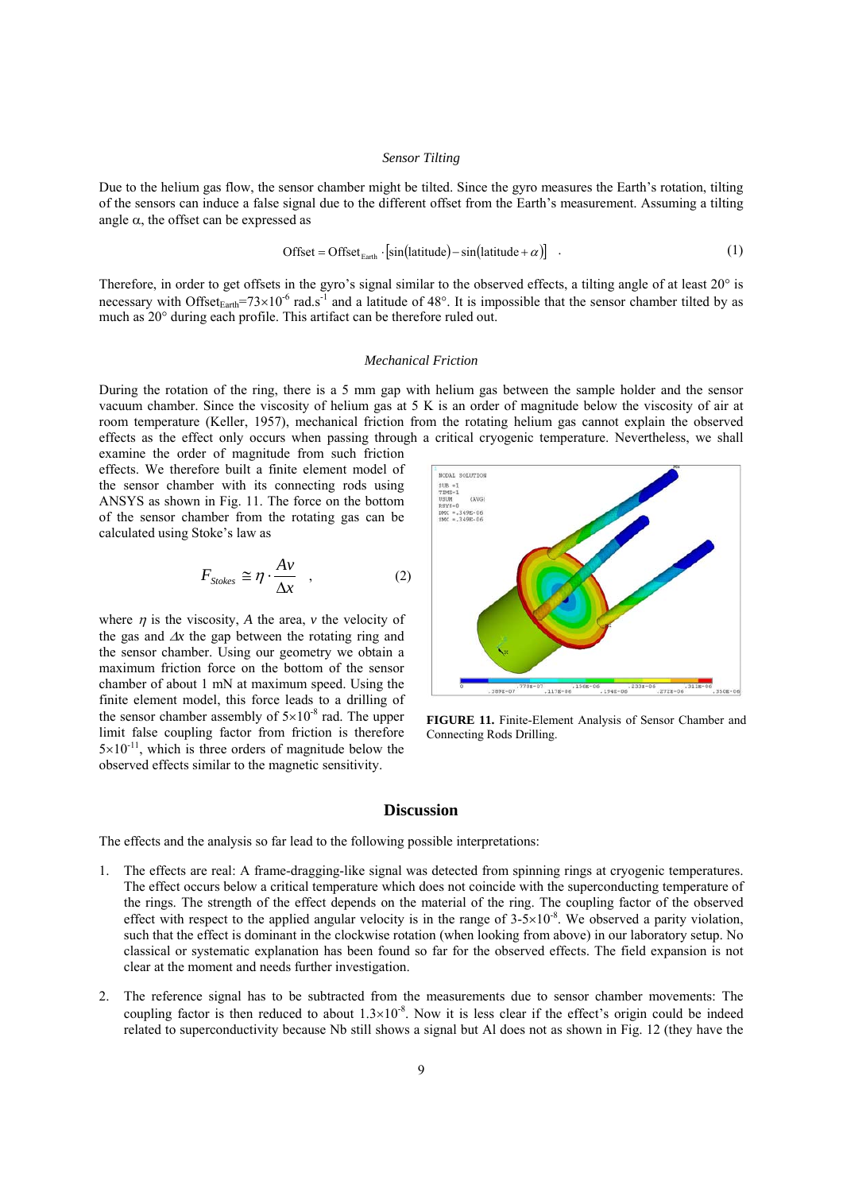### *Sensor Tilting*

Due to the helium gas flow, the sensor chamber might be tilted. Since the gyro measures the Earth's rotation, tilting of the sensors can induce a false signal due to the different offset from the Earth's measurement. Assuming a tilting angle $\alpha$, the offset can be expressed as

$$\text{Offset} = \text{Offset}_{\text{Earth}} \cdot [\sin(\text{latitude}) - \sin(\text{latitude} + \alpha)] \quad . \tag{1}$$

Therefore, in order to get offsets in the gyro's signal similar to the observed effects, a tilting angle of at least 20° is necessary with $\text{Offset}_{\text{Earth}}=73\times10^{-6}$ rad.s$^{-1}$ and a latitude of 48°. It is impossible that the sensor chamber tilted by as much as 20° during each profile. This artifact can be therefore ruled out.

### *Mechanical Friction*

During the rotation of the ring, there is a 5 mm gap with helium gas between the sample holder and the sensor vacuum chamber. Since the viscosity of helium gas at 5 K is an order of magnitude below the viscosity of air at room temperature (Keller, 1957), mechanical friction from the rotating helium gas cannot explain the observed effects as the effect only occurs when passing through a critical cryogenic temperature. Nevertheless, we shall examine the order of magnitude from such friction effects. We therefore built a finite element model of the sensor chamber with its connecting rods using ANSYS as shown in Fig. 11. The force on the bottom of the sensor chamber from the rotating gas can be calculated using Stoke's law as

$$F_{Stokes} \cong \eta \cdot \frac{Av}{\Delta x} \quad , \tag{2}$$

where $\eta$ is the viscosity, $A$ the area, $v$ the velocity of the gas and $\Delta x$ the gap between the rotating ring and the sensor chamber. Using our geometry we obtain a maximum friction force on the bottom of the sensor chamber of about 1 mN at maximum speed. Using the finite element model, this force leads to a drilling of the sensor chamber assembly of $5\times10^{-8}$ rad. The upper limit false coupling factor from friction is therefore $5\times10^{-11}$, which is three orders of magnitude below the observed effects similar to the magnetic sensitivity.

**FIGURE 11.** Finite-Element Analysis of Sensor Chamber and Connecting Rods Drilling.

## Discussion

The effects and the analysis so far lead to the following possible interpretations:

1. The effects are real: A frame-dragging-like signal was detected from spinning rings at cryogenic temperatures. The effect occurs below a critical temperature which does not coincide with the superconducting temperature of the rings. The strength of the effect depends on the material of the ring. The coupling factor of the observed effect with respect to the applied angular velocity is in the range of 3-$5\times10^{-8}$. We observed a parity violation, such that the effect is dominant in the clockwise rotation (when looking from above) in our laboratory setup. No classical or systematic explanation has been found so far for the observed effects. The field expansion is not clear at the moment and needs further investigation.

2. The reference signal has to be subtracted from the measurements due to sensor chamber movements: The coupling factor is then reduced to about $1.3\times10^{-8}$. Now it is less clear if the effect's origin could be indeed related to superconductivity because Nb still shows a signal but Al does not as shown in Fig. 12 (they have the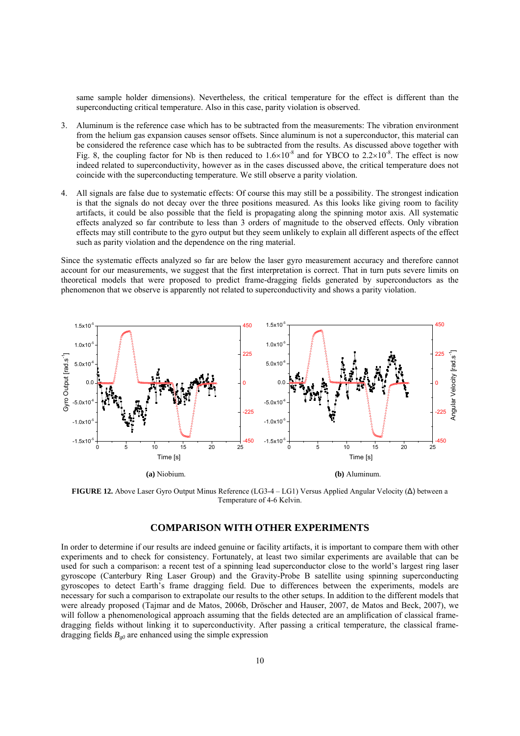same sample holder dimensions). Nevertheless, the critical temperature for the effect is different than the superconducting critical temperature. Also in this case, parity violation is observed.

3. Aluminum is the reference case which has to be subtracted from the measurements: The vibration environment from the helium gas expansion causes sensor offsets. Since aluminum is not a superconductor, this material can be considered the reference case which has to be subtracted from the results. As discussed above together with Fig. 8, the coupling factor for Nb is then reduced to $1.6\times10^{-8}$ and for YBCO to $2.2\times10^{-8}$. The effect is now indeed related to superconductivity, however as in the cases discussed above, the critical temperature does not coincide with the superconducting temperature. We still observe a parity violation.

4. All signals are false due to systematic effects: Of course this may still be a possibility. The strongest indication is that the signals do not decay over the three positions measured. As this looks like giving room to facility artifacts, it could be also possible that the field is propagating along the spinning motor axis. All systematic effects analyzed so far contribute to less than 3 orders of magnitude to the observed effects. Only vibration effects may still contribute to the gyro output but they seem unlikely to explain all different aspects of the effect such as parity violation and the dependence on the ring material.

Since the systematic effects analyzed so far are below the laser gyro measurement accuracy and therefore cannot account for our measurements, we suggest that the first interpretation is correct. That in turn puts severe limits on theoretical models that were proposed to predict frame-dragging fields generated by superconductors as the phenomenon that we observe is apparently not related to superconductivity and shows a parity violation.

**(a)** Niobium. **(b)** Aluminum.

**FIGURE 12.** Above Laser Gyro Output Minus Reference (LG3-4 – LG1) Versus Applied Angular Velocity (Δ) between a Temperature of 4-6 Kelvin.

## COMPARISON WITH OTHER EXPERIMENTS

In order to determine if our results are indeed genuine or facility artifacts, it is important to compare them with other experiments and to check for consistency. Fortunately, at least two similar experiments are available that can be used for such a comparison: a recent test of a spinning lead superconductor close to the world's largest ring laser gyroscope (Canterbury Ring Laser Group) and the Gravity-Probe B satellite using spinning superconducting gyroscopes to detect Earth's frame dragging field. Due to differences between the experiments, models are necessary for such a comparison to extrapolate our results to the other setups. In addition to the different models that were already proposed (Tajmar and de Matos, 2006b, Dröscher and Hauser, 2007, de Matos and Beck, 2007), we will follow a phenomenological approach assuming that the fields detected are an amplification of classical frame-dragging fields without linking it to superconductivity. After passing a critical temperature, the classical frame-dragging fields $B_{g0}$ are enhanced using the simple expression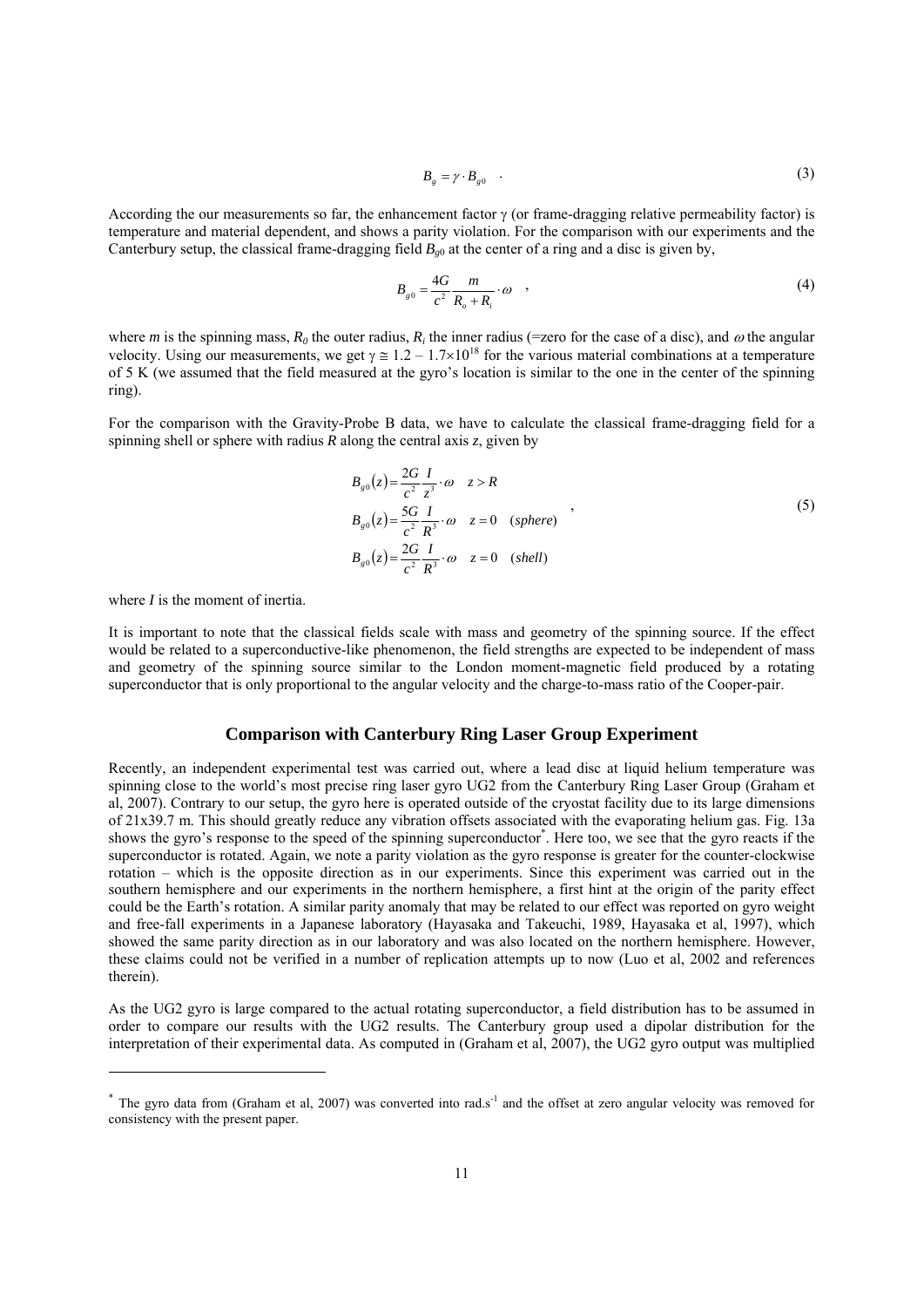$$B_g = \gamma \cdot B_{g0} \quad . \tag{3}$$

According the our measurements so far, the enhancement factor $\gamma$ (or frame-dragging relative permeability factor) is temperature and material dependent, and shows a parity violation. For the comparison with our experiments and the Canterbury setup, the classical frame-dragging field $B_{g0}$ at the center of a ring and a disc is given by,

$$B_{g0} = \frac{4G}{c^2} \frac{m}{R_o + R_i} \cdot \omega \quad , \tag{4}$$

where $m$ is the spinning mass, $R_0$ the outer radius, $R_i$ the inner radius (=zero for the case of a disc), and $\omega$ the angular velocity. Using our measurements, we get $\gamma \cong 1.2 - 1.7 \times 10^{18}$ for the various material combinations at a temperature of 5 K (we assumed that the field measured at the gyro's location is similar to the one in the center of the spinning ring).

For the comparison with the Gravity-Probe B data, we have to calculate the classical frame-dragging field for a spinning shell or sphere with radius $R$ along the central axis $z$, given by

$$\begin{aligned} B_{g0}(z) &= \frac{2G}{c^2} \frac{I}{z^3} \cdot \omega \quad z > R \\ B_{g0}(z) &= \frac{5G}{c^2} \frac{I}{R^3} \cdot \omega \quad z = 0 \quad (sphere) \\ B_{g0}(z) &= \frac{2G}{c^2} \frac{I}{R^3} \cdot \omega \quad z = 0 \quad (shell) \end{aligned} \quad , \tag{5}$$

where $I$ is the moment of inertia.

It is important to note that the classical fields scale with mass and geometry of the spinning source. If the effect would be related to a superconductive-like phenomenon, the field strengths are expected to be independent of mass and geometry of the spinning source similar to the London moment-magnetic field produced by a rotating superconductor that is only proportional to the angular velocity and the charge-to-mass ratio of the Cooper-pair.

## Comparison with Canterbury Ring Laser Group Experiment

Recently, an independent experimental test was carried out, where a lead disc at liquid helium temperature was spinning close to the world's most precise ring laser gyro UG2 from the Canterbury Ring Laser Group (Graham et al, 2007). Contrary to our setup, the gyro here is operated outside of the cryostat facility due to its large dimensions of 21x39.7 m. This should greatly reduce any vibration offsets associated with the evaporating helium gas. Fig. 13a shows the gyro's response to the speed of the spinning superconductor*. Here too, we see that the gyro reacts if the superconductor is rotated. Again, we note a parity violation as the gyro response is greater for the counter-clockwise rotation – which is the opposite direction as in our experiments. Since this experiment was carried out in the southern hemisphere and our experiments in the northern hemisphere, a first hint at the origin of the parity effect could be the Earth's rotation. A similar parity anomaly that may be related to our effect was reported on gyro weight and free-fall experiments in a Japanese laboratory (Hayasaka and Takeuchi, 1989, Hayasaka et al, 1997), which showed the same parity direction as in our laboratory and was also located on the northern hemisphere. However, these claims could not be verified in a number of replication attempts up to now (Luo et al, 2002 and references therein).

As the UG2 gyro is large compared to the actual rotating superconductor, a field distribution has to be assumed in order to compare our results with the UG2 results. The Canterbury group used a dipolar distribution for the interpretation of their experimental data. As computed in (Graham et al, 2007), the UG2 gyro output was multiplied

* The gyro data from (Graham et al, 2007) was converted into rad.s$^{-1}$ and the offset at zero angular velocity was removed for consistency with the present paper.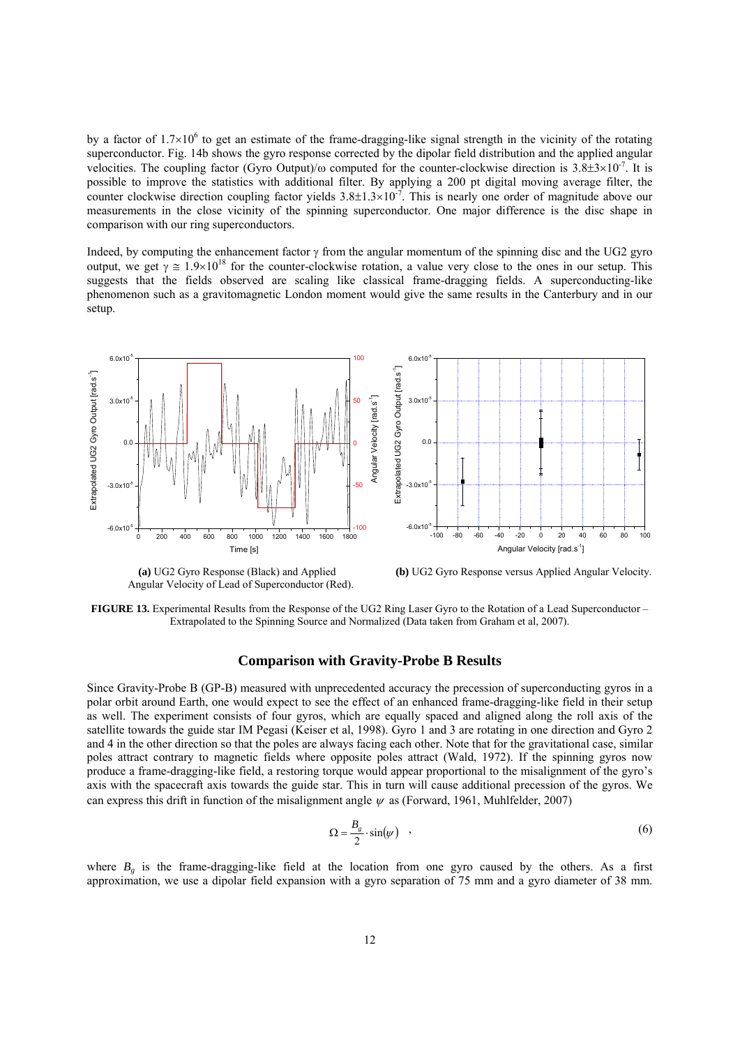by a factor of $1.7\times10^6$ to get an estimate of the frame-dragging-like signal strength in the vicinity of the rotating superconductor. Fig. 14b shows the gyro response corrected by the dipolar field distribution and the applied angular velocities. The coupling factor (Gyro Output)/ω computed for the counter-clockwise direction is $3.8\pm3\times10^{-7}$. It is possible to improve the statistics with additional filter. By applying a 200 pt digital moving average filter, the counter clockwise direction coupling factor yields $3.8\pm1.3\times10^{-7}$. This is nearly one order of magnitude above our measurements in the close vicinity of the spinning superconductor. One major difference is the disc shape in comparison with our ring superconductors.

Indeed, by computing the enhancement factor γ from the angular momentum of the spinning disc and the UG2 gyro output, we get $\gamma \cong 1.9\times10^{18}$ for the counter-clockwise rotation, a value very close to the ones in our setup. This suggests that the fields observed are scaling like classical frame-dragging fields. A superconducting-like phenomenon such as a gravitomagnetic London moment would give the same results in the Canterbury and in our setup.

**(a)** UG2 Gyro Response (Black) and Applied Angular Velocity of Lead of Superconductor (Red).

**(b)** UG2 Gyro Response versus Applied Angular Velocity.

**FIGURE 13.** Experimental Results from the Response of the UG2 Ring Laser Gyro to the Rotation of a Lead Superconductor – Extrapolated to the Spinning Source and Normalized (Data taken from Graham et al, 2007).

## Comparison with Gravity-Probe B Results

Since Gravity-Probe B (GP-B) measured with unprecedented accuracy the precession of superconducting gyros in a polar orbit around Earth, one would expect to see the effect of an enhanced frame-dragging-like field in their setup as well. The experiment consists of four gyros, which are equally spaced and aligned along the roll axis of the satellite towards the guide star IM Pegasi (Keiser et al, 1998). Gyro 1 and 3 are rotating in one direction and Gyro 2 and 4 in the other direction so that the poles are always facing each other. Note that for the gravitational case, similar poles attract contrary to magnetic fields where opposite poles attract (Wald, 1972). If the spinning gyros now produce a frame-dragging-like field, a restoring torque would appear proportional to the misalignment of the gyro's axis with the spacecraft axis towards the guide star. This in turn will cause additional precession of the gyros. We can express this drift in function of the misalignment angle $\psi$ as (Forward, 1961, Muhlfelder, 2007)

$$\Omega = \frac{B_g}{2} \cdot \sin(\psi) \quad , \tag{6}$$

where $B_g$ is the frame-dragging-like field at the location from one gyro caused by the others. As a first approximation, we use a dipolar field expansion with a gyro separation of 75 mm and a gyro diameter of 38 mm.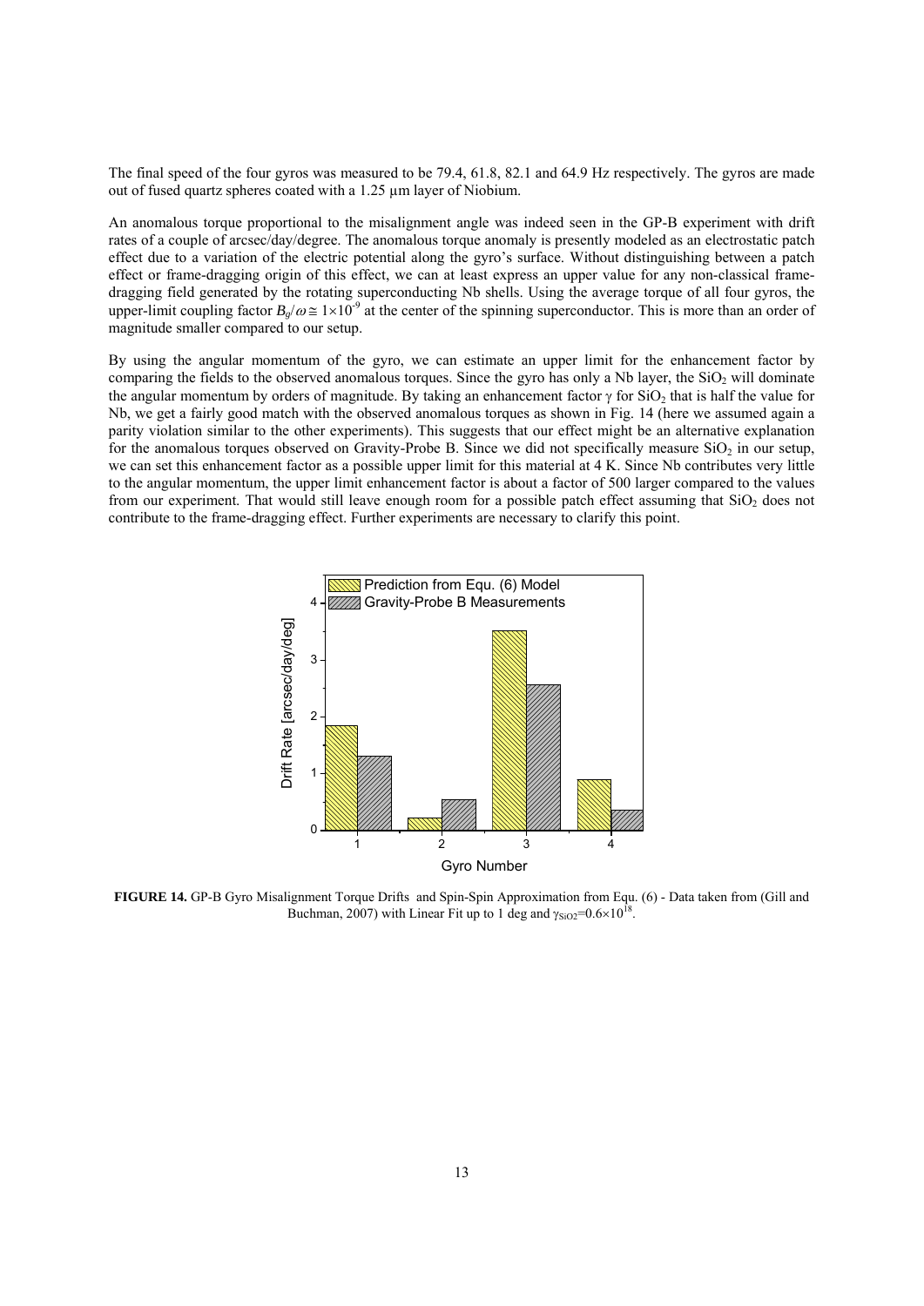The final speed of the four gyros was measured to be 79.4, 61.8, 82.1 and 64.9 Hz respectively. The gyros are made out of fused quartz spheres coated with a 1.25 µm layer of Niobium.

An anomalous torque proportional to the misalignment angle was indeed seen in the GP-B experiment with drift rates of a couple of arcsec/day/degree. The anomalous torque anomaly is presently modeled as an electrostatic patch effect due to a variation of the electric potential along the gyro's surface. Without distinguishing between a patch effect or frame-dragging origin of this effect, we can at least express an upper value for any non-classical frame-dragging field generated by the rotating superconducting Nb shells. Using the average torque of all four gyros, the upper-limit coupling factor $B_g/\omega \cong 1\times10^{-9}$ at the center of the spinning superconductor. This is more than an order of magnitude smaller compared to our setup.

By using the angular momentum of the gyro, we can estimate an upper limit for the enhancement factor by comparing the fields to the observed anomalous torques. Since the gyro has only a Nb layer, the $SiO_2$ will dominate the angular momentum by orders of magnitude. By taking an enhancement factor $\gamma$ for $SiO_2$ that is half the value for Nb, we get a fairly good match with the observed anomalous torques as shown in Fig. 14 (here we assumed again a parity violation similar to the other experiments). This suggests that our effect might be an alternative explanation for the anomalous torques observed on Gravity-Probe B. Since we did not specifically measure $SiO_2$ in our setup, we can set this enhancement factor as a possible upper limit for this material at 4 K. Since Nb contributes very little to the angular momentum, the upper limit enhancement factor is about a factor of 500 larger compared to the values from our experiment. That would still leave enough room for a possible patch effect assuming that $SiO_2$ does not contribute to the frame-dragging effect. Further experiments are necessary to clarify this point.

**FIGURE 14.** GP-B Gyro Misalignment Torque Drifts and Spin-Spin Approximation from Equ. (6) - Data taken from (Gill and Buchman, 2007) with Linear Fit up to 1 deg and $\gamma_{SiO2}=0.6\times10^{18}$.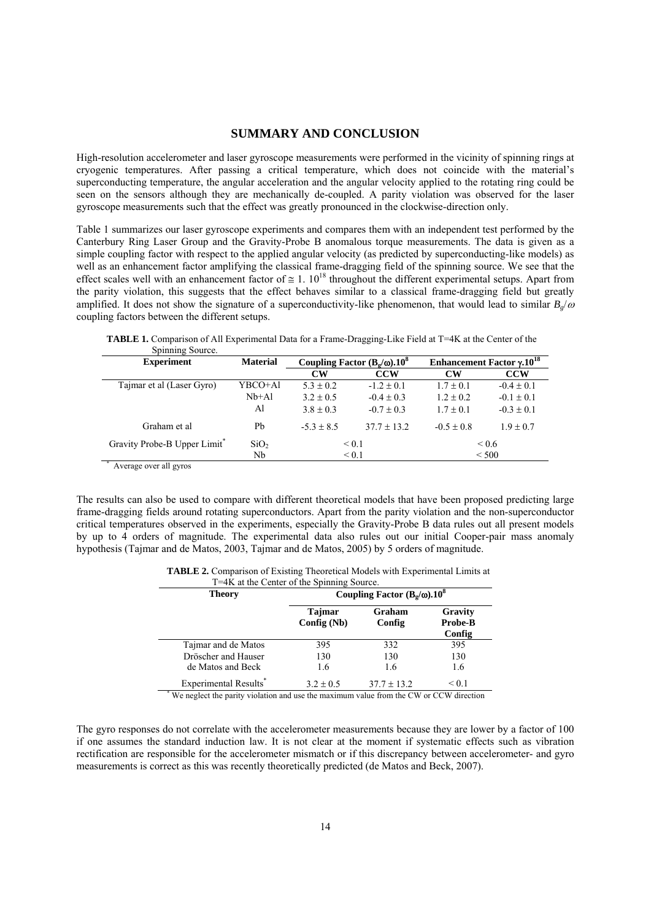## SUMMARY AND CONCLUSION

High-resolution accelerometer and laser gyroscope measurements were performed in the vicinity of spinning rings at cryogenic temperatures. After passing a critical temperature, which does not coincide with the material's superconducting temperature, the angular acceleration and the angular velocity applied to the rotating ring could be seen on the sensors although they are mechanically de-coupled. A parity violation was observed for the laser gyroscope measurements such that the effect was greatly pronounced in the clockwise-direction only.

Table 1 summarizes our laser gyroscope experiments and compares them with an independent test performed by the Canterbury Ring Laser Group and the Gravity-Probe B anomalous torque measurements. The data is given as a simple coupling factor with respect to the applied angular velocity (as predicted by superconducting-like models) as well as an enhancement factor amplifying the classical frame-dragging field of the spinning source. We see that the effect scales well with an enhancement factor of $\cong 1.\ 10^{18}$ throughout the different experimental setups. Apart from the parity violation, this suggests that the effect behaves similar to a classical frame-dragging field but greatly amplified. It does not show the signature of a superconductivity-like phenomenon, that would lead to similar $B_g/\omega$ coupling factors between the different setups.

**TABLE 1.** Comparison of All Experimental Data for a Frame-Dragging-Like Field at T=4K at the Center of the Spinning Source.

| Experiment | Material | Coupling Factor $(B_g/\omega).10^8$ | | Enhancement Factor $\gamma.10^{18}$ | |
|---|---|---|---|---|---|
| | | CW | CCW | CW | CCW |
| Tajmar et al (Laser Gyro) | YBCO+Al | $5.3 \pm 0.2$ | $-1.2 \pm 0.1$ | $1.7 \pm 0.1$ | $-0.4 \pm 0.1$ |
| | Nb+Al | $3.2 \pm 0.5$ | $-0.4 \pm 0.3$ | $1.2 \pm 0.2$ | $-0.1 \pm 0.1$ |
| | Al | $3.8 \pm 0.3$ | $-0.7 \pm 0.3$ | $1.7 \pm 0.1$ | $-0.3 \pm 0.1$ |
| Graham et al | Pb | $-5.3 \pm 8.5$ | $37.7 \pm 13.2$ | $-0.5 \pm 0.8$ | $1.9 \pm 0.7$ |
| Gravity Probe-B Upper Limit* | $SiO_2$ | $< 0.1$ | | $< 0.6$ | |
| | Nb | $< 0.1$ | | $< 500$ | |

\* Average over all gyros

The results can also be used to compare with different theoretical models that have been proposed predicting large frame-dragging fields around rotating superconductors. Apart from the parity violation and the non-superconductor critical temperatures observed in the experiments, especially the Gravity-Probe B data rules out all present models by up to 4 orders of magnitude. The experimental data also rules out our initial Cooper-pair mass anomaly hypothesis (Tajmar and de Matos, 2003, Tajmar and de Matos, 2005) by 5 orders of magnitude.

**TABLE 2.** Comparison of Existing Theoretical Models with Experimental Limits at T=4K at the Center of the Spinning Source.

| Theory | Coupling Factor $(B_g/\omega).10^8$ | | |
|---|---|---|---|
| | Tajmar Config (Nb) | Graham Config | Gravity Probe-B Config |
| Tajmar and de Matos | 395 | 332 | 395 |
| Dröscher and Hauser | 130 | 130 | 130 |
| de Matos and Beck | 1.6 | 1.6 | 1.6 |
| Experimental Results* | $3.2 \pm 0.5$ | $37.7 \pm 13.2$ | $< 0.1$ |

\* We neglect the parity violation and use the maximum value from the CW or CCW direction

The gyro responses do not correlate with the accelerometer measurements because they are lower by a factor of 100 if one assumes the standard induction law. It is not clear at the moment if systematic effects such as vibration rectification are responsible for the accelerometer mismatch or if this discrepancy between accelerometer- and gyro measurements is correct as this was recently theoretically predicted (de Matos and Beck, 2007).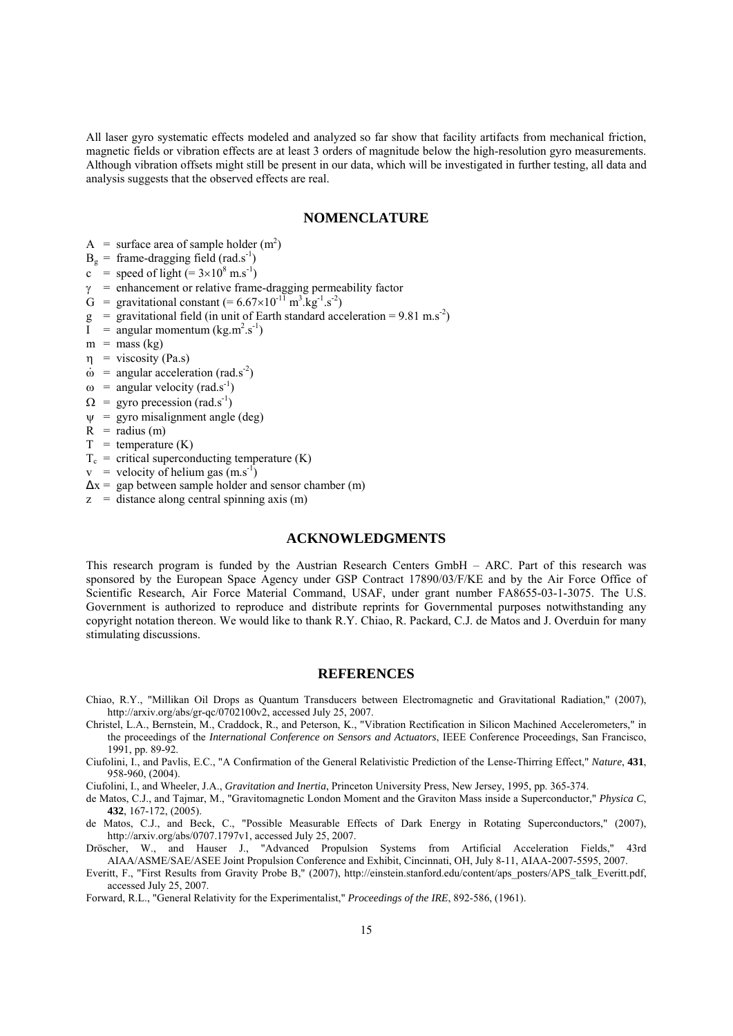All laser gyro systematic effects modeled and analyzed so far show that facility artifacts from mechanical friction, magnetic fields or vibration effects are at least 3 orders of magnitude below the high-resolution gyro measurements. Although vibration offsets might still be present in our data, which will be investigated in further testing, all data and analysis suggests that the observed effects are real.

## NOMENCLATURE

$A$ = surface area of sample holder ($m^2$)
$B_g$ = frame-dragging field ($rad.s^{-1}$)
$c$ = speed of light ($= 3\times10^8$ $m.s^{-1}$)
$\gamma$ = enhancement or relative frame-dragging permeability factor
$G$ = gravitational constant ($= 6.67\times10^{-11}$ $m^3.kg^{-1}.s^{-2}$)
$g$ = gravitational field (in unit of Earth standard acceleration = 9.81 $m.s^{-2}$)
$I$ = angular momentum ($kg.m^2.s^{-1}$)
$m$ = mass (kg)
$\eta$ = viscosity (Pa.s)
$\dot{\omega}$ = angular acceleration ($rad.s^{-2}$)
$\omega$ = angular velocity ($rad.s^{-1}$)
$\Omega$ = gyro precession ($rad.s^{-1}$)
$\psi$ = gyro misalignment angle (deg)
$R$ = radius (m)
$T$ = temperature (K)
$T_c$ = critical superconducting temperature (K)
$v$ = velocity of helium gas ($m.s^{-1}$)
$\Delta x$ = gap between sample holder and sensor chamber (m)
$z$ = distance along central spinning axis (m)

## ACKNOWLEDGMENTS

This research program is funded by the Austrian Research Centers GmbH – ARC. Part of this research was sponsored by the European Space Agency under GSP Contract 17890/03/F/KE and by the Air Force Office of Scientific Research, Air Force Material Command, USAF, under grant number FA8655-03-1-3075. The U.S. Government is authorized to reproduce and distribute reprints for Governmental purposes notwithstanding any copyright notation thereon. We would like to thank R.Y. Chiao, R. Packard, C.J. de Matos and J. Overduin for many stimulating discussions.

## REFERENCES

Chiao, R.Y., "Millikan Oil Drops as Quantum Transducers between Electromagnetic and Gravitational Radiation," (2007), http://arxiv.org/abs/gr-qc/0702100v2, accessed July 25, 2007.

Christel, L.A., Bernstein, M., Craddock, R., and Peterson, K., "Vibration Rectification in Silicon Machined Accelerometers," in the proceedings of the *International Conference on Sensors and Actuators*, IEEE Conference Proceedings, San Francisco, 1991, pp. 89-92.

Ciufolini, I., and Pavlis, E.C., "A Confirmation of the General Relativistic Prediction of the Lense-Thirring Effect," *Nature*, **431**, 958-960, (2004).

Ciufolini, I., and Wheeler, J.A., *Gravitation and Inertia*, Princeton University Press, New Jersey, 1995, pp. 365-374.

de Matos, C.J., and Tajmar, M., "Gravitomagnetic London Moment and the Graviton Mass inside a Superconductor," *Physica C*, **432**, 167-172, (2005).

de Matos, C.J., and Beck, C., "Possible Measurable Effects of Dark Energy in Rotating Superconductors," (2007), http://arxiv.org/abs/0707.1797v1, accessed July 25, 2007.

Dröscher, W., and Hauser J., "Advanced Propulsion Systems from Artificial Acceleration Fields," 43rd AIAA/ASME/SAE/ASEE Joint Propulsion Conference and Exhibit, Cincinnati, OH, July 8-11, AIAA-2007-5595, 2007.

Everitt, F., "First Results from Gravity Probe B," (2007), http://einstein.stanford.edu/content/aps_posters/APS_talk_Everitt.pdf, accessed July 25, 2007.

Forward, R.L., "General Relativity for the Experimentalist," *Proceedings of the IRE*, 892-586, (1961).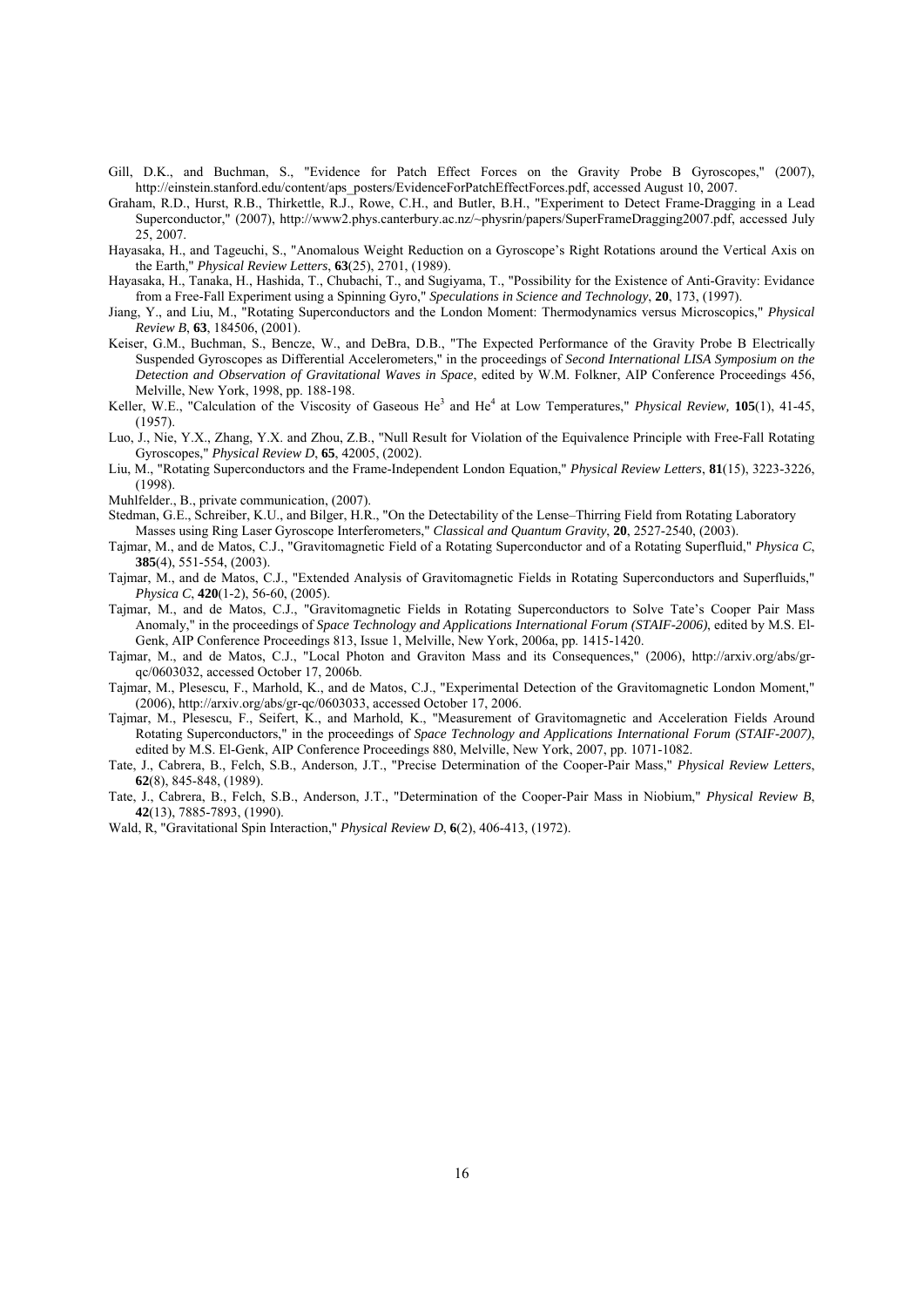Gill, D.K., and Buchman, S., "Evidence for Patch Effect Forces on the Gravity Probe B Gyroscopes," (2007), http://einstein.stanford.edu/content/aps_posters/EvidenceForPatchEffectForces.pdf, accessed August 10, 2007.

Graham, R.D., Hurst, R.B., Thirkettle, R.J., Rowe, C.H., and Butler, B.H., "Experiment to Detect Frame-Dragging in a Lead Superconductor," (2007), http://www2.phys.canterbury.ac.nz/~physrin/papers/SuperFrameDragging2007.pdf, accessed July 25, 2007.

Hayasaka, H., and Tageuchi, S., "Anomalous Weight Reduction on a Gyroscope's Right Rotations around the Vertical Axis on the Earth," *Physical Review Letters*, **63**(25), 2701, (1989).

Hayasaka, H., Tanaka, H., Hashida, T., Chubachi, T., and Sugiyama, T., "Possibility for the Existence of Anti-Gravity: Evidance from a Free-Fall Experiment using a Spinning Gyro," *Speculations in Science and Technology*, **20**, 173, (1997).

Jiang, Y., and Liu, M., "Rotating Superconductors and the London Moment: Thermodynamics versus Microscopics," *Physical Review B*, **63**, 184506, (2001).

Keiser, G.M., Buchman, S., Bencze, W., and DeBra, D.B., "The Expected Performance of the Gravity Probe B Electrically Suspended Gyroscopes as Differential Accelerometers," in the proceedings of *Second International LISA Symposium on the Detection and Observation of Gravitational Waves in Space*, edited by W.M. Folkner, AIP Conference Proceedings 456, Melville, New York, 1998, pp. 188-198.

Keller, W.E., "Calculation of the Viscosity of Gaseous $He^3$ and $He^4$ at Low Temperatures," *Physical Review*, **105**(1), 41-45, (1957).

Luo, J., Nie, Y.X., Zhang, Y.X. and Zhou, Z.B., "Null Result for Violation of the Equivalence Principle with Free-Fall Rotating Gyroscopes," *Physical Review D*, **65**, 42005, (2002).

Liu, M., "Rotating Superconductors and the Frame-Independent London Equation," *Physical Review Letters*, **81**(15), 3223-3226, (1998).

Muhlfelder., B., private communication, (2007).

Stedman, G.E., Schreiber, K.U., and Bilger, H.R., "On the Detectability of the Lense–Thirring Field from Rotating Laboratory Masses using Ring Laser Gyroscope Interferometers," *Classical and Quantum Gravity*, **20**, 2527-2540, (2003).

Tajmar, M., and de Matos, C.J., "Gravitomagnetic Field of a Rotating Superconductor and of a Rotating Superfluid," *Physica C*, **385**(4), 551-554, (2003).

Tajmar, M., and de Matos, C.J., "Extended Analysis of Gravitomagnetic Fields in Rotating Superconductors and Superfluids," *Physica C*, **420**(1-2), 56-60, (2005).

Tajmar, M., and de Matos, C.J., "Gravitomagnetic Fields in Rotating Superconductors to Solve Tate's Cooper Pair Mass Anomaly," in the proceedings of *Space Technology and Applications International Forum (STAIF-2006)*, edited by M.S. El-Genk, AIP Conference Proceedings 813, Issue 1, Melville, New York, 2006a, pp. 1415-1420.

Tajmar, M., and de Matos, C.J., "Local Photon and Graviton Mass and its Consequences," (2006), http://arxiv.org/abs/gr-qc/0603032, accessed October 17, 2006b.

Tajmar, M., Plesescu, F., Marhold, K., and de Matos, C.J., "Experimental Detection of the Gravitomagnetic London Moment," (2006), http://arxiv.org/abs/gr-qc/0603033, accessed October 17, 2006.

Tajmar, M., Plesescu, F., Seifert, K., and Marhold, K., "Measurement of Gravitomagnetic and Acceleration Fields Around Rotating Superconductors," in the proceedings of *Space Technology and Applications International Forum (STAIF-2007)*, edited by M.S. El-Genk, AIP Conference Proceedings 880, Melville, New York, 2007, pp. 1071-1082.

Tate, J., Cabrera, B., Felch, S.B., Anderson, J.T., "Precise Determination of the Cooper-Pair Mass," *Physical Review Letters*, **62**(8), 845-848, (1989).

Tate, J., Cabrera, B., Felch, S.B., Anderson, J.T., "Determination of the Cooper-Pair Mass in Niobium," *Physical Review B*, **42**(13), 7885-7893, (1990).

Wald, R, "Gravitational Spin Interaction," *Physical Review D*, **6**(2), 406-413, (1972).